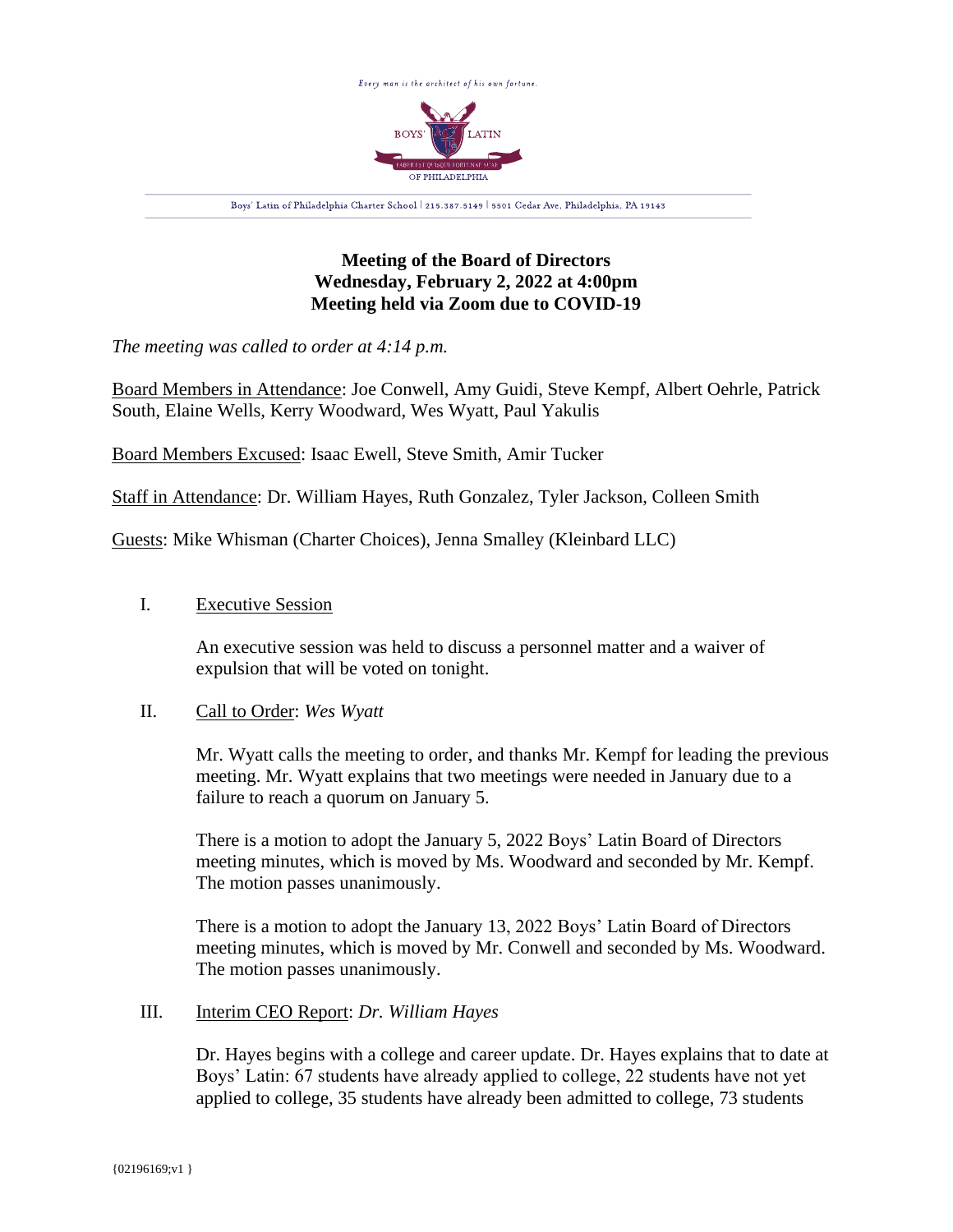Every man is the architect of his own fortune.

BOYS' LATIN

FABER EST QUISQUE FORTUNAE SUAE

OF PHILADELPHIA

Boys' Latin of Philadelphia Charter School | 215.387.5149 | 5501 Cedar Ave, Philadelphia, PA 19143

**Meeting of the Board of Directors**
**Wednesday, February 2, 2022 at 4:00pm**
**Meeting held via Zoom due to COVID-19**

*The meeting was called to order at 4:14 p.m.*

Board Members in Attendance: Joe Conwell, Amy Guidi, Steve Kempf, Albert Oehrle, Patrick South, Elaine Wells, Kerry Woodward, Wes Wyatt, Paul Yakulis

Board Members Excused: Isaac Ewell, Steve Smith, Amir Tucker

Staff in Attendance: Dr. William Hayes, Ruth Gonzalez, Tyler Jackson, Colleen Smith

Guests: Mike Whisman (Charter Choices), Jenna Smalley (Kleinbard LLC)

I. Executive Session

An executive session was held to discuss a personnel matter and a waiver of expulsion that will be voted on tonight.

II. Call to Order: *Wes Wyatt*

Mr. Wyatt calls the meeting to order, and thanks Mr. Kempf for leading the previous meeting. Mr. Wyatt explains that two meetings were needed in January due to a failure to reach a quorum on January 5.

There is a motion to adopt the January 5, 2022 Boys' Latin Board of Directors meeting minutes, which is moved by Ms. Woodward and seconded by Mr. Kempf. The motion passes unanimously.

There is a motion to adopt the January 13, 2022 Boys' Latin Board of Directors meeting minutes, which is moved by Mr. Conwell and seconded by Ms. Woodward. The motion passes unanimously.

III. Interim CEO Report: *Dr. William Hayes*

Dr. Hayes begins with a college and career update. Dr. Hayes explains that to date at Boys' Latin: 67 students have already applied to college, 22 students have not yet applied to college, 35 students have already been admitted to college, 73 students

{02196169;v1 }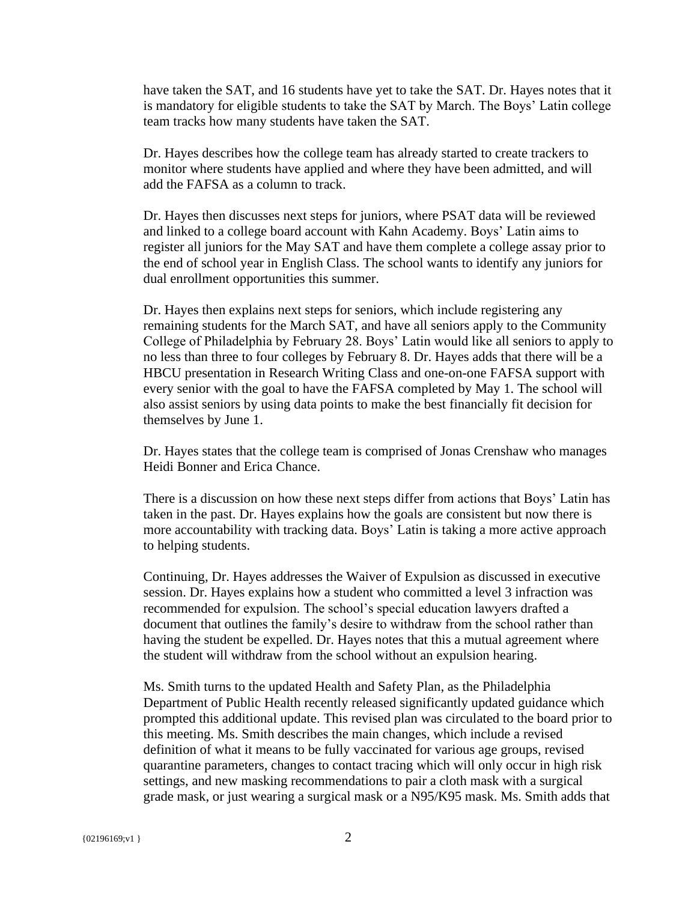have taken the SAT, and 16 students have yet to take the SAT. Dr. Hayes notes that it is mandatory for eligible students to take the SAT by March. The Boys' Latin college team tracks how many students have taken the SAT.

Dr. Hayes describes how the college team has already started to create trackers to monitor where students have applied and where they have been admitted, and will add the FAFSA as a column to track.

Dr. Hayes then discusses next steps for juniors, where PSAT data will be reviewed and linked to a college board account with Kahn Academy. Boys' Latin aims to register all juniors for the May SAT and have them complete a college assay prior to the end of school year in English Class. The school wants to identify any juniors for dual enrollment opportunities this summer.

Dr. Hayes then explains next steps for seniors, which include registering any remaining students for the March SAT, and have all seniors apply to the Community College of Philadelphia by February 28. Boys' Latin would like all seniors to apply to no less than three to four colleges by February 8. Dr. Hayes adds that there will be a HBCU presentation in Research Writing Class and one-on-one FAFSA support with every senior with the goal to have the FAFSA completed by May 1. The school will also assist seniors by using data points to make the best financially fit decision for themselves by June 1.

Dr. Hayes states that the college team is comprised of Jonas Crenshaw who manages Heidi Bonner and Erica Chance.

There is a discussion on how these next steps differ from actions that Boys' Latin has taken in the past. Dr. Hayes explains how the goals are consistent but now there is more accountability with tracking data. Boys' Latin is taking a more active approach to helping students.

Continuing, Dr. Hayes addresses the Waiver of Expulsion as discussed in executive session. Dr. Hayes explains how a student who committed a level 3 infraction was recommended for expulsion. The school's special education lawyers drafted a document that outlines the family's desire to withdraw from the school rather than having the student be expelled. Dr. Hayes notes that this a mutual agreement where the student will withdraw from the school without an expulsion hearing.

Ms. Smith turns to the updated Health and Safety Plan, as the Philadelphia Department of Public Health recently released significantly updated guidance which prompted this additional update. This revised plan was circulated to the board prior to this meeting. Ms. Smith describes the main changes, which include a revised definition of what it means to be fully vaccinated for various age groups, revised quarantine parameters, changes to contact tracing which will only occur in high risk settings, and new masking recommendations to pair a cloth mask with a surgical grade mask, or just wearing a surgical mask or a N95/K95 mask. Ms. Smith adds that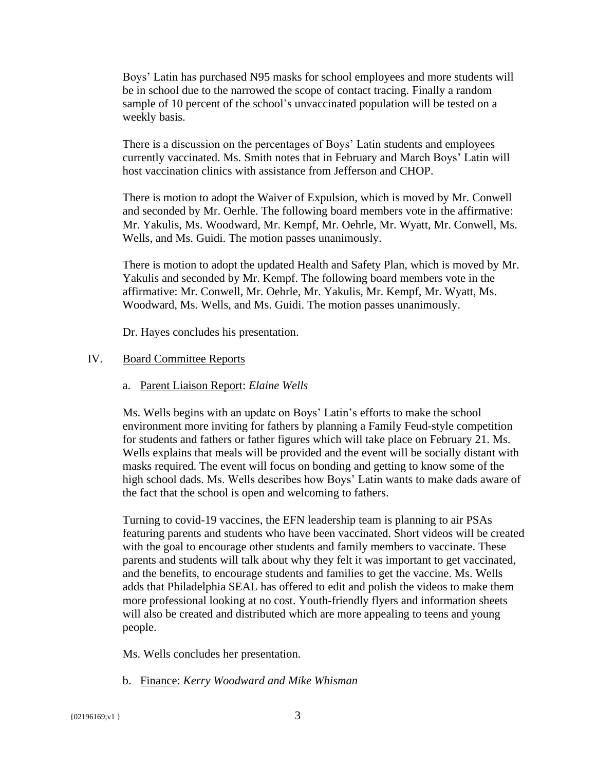Boys' Latin has purchased N95 masks for school employees and more students will be in school due to the narrowed the scope of contact tracing. Finally a random sample of 10 percent of the school's unvaccinated population will be tested on a weekly basis.

There is a discussion on the percentages of Boys' Latin students and employees currently vaccinated. Ms. Smith notes that in February and March Boys' Latin will host vaccination clinics with assistance from Jefferson and CHOP.

There is motion to adopt the Waiver of Expulsion, which is moved by Mr. Conwell and seconded by Mr. Oerhle. The following board members vote in the affirmative: Mr. Yakulis, Ms. Woodward, Mr. Kempf, Mr. Oehrle, Mr. Wyatt, Mr. Conwell, Ms. Wells, and Ms. Guidi. The motion passes unanimously.

There is motion to adopt the updated Health and Safety Plan, which is moved by Mr. Yakulis and seconded by Mr. Kempf. The following board members vote in the affirmative: Mr. Conwell, Mr. Oehrle, Mr. Yakulis, Mr. Kempf, Mr. Wyatt, Ms. Woodward, Ms. Wells, and Ms. Guidi. The motion passes unanimously.

Dr. Hayes concludes his presentation.

## IV. Board Committee Reports

### a. Parent Liaison Report: *Elaine Wells*

Ms. Wells begins with an update on Boys' Latin's efforts to make the school environment more inviting for fathers by planning a Family Feud-style competition for students and fathers or father figures which will take place on February 21. Ms. Wells explains that meals will be provided and the event will be socially distant with masks required. The event will focus on bonding and getting to know some of the high school dads. Ms. Wells describes how Boys' Latin wants to make dads aware of the fact that the school is open and welcoming to fathers.

Turning to covid-19 vaccines, the EFN leadership team is planning to air PSAs featuring parents and students who have been vaccinated. Short videos will be created with the goal to encourage other students and family members to vaccinate. These parents and students will talk about why they felt it was important to get vaccinated, and the benefits, to encourage students and families to get the vaccine. Ms. Wells adds that Philadelphia SEAL has offered to edit and polish the videos to make them more professional looking at no cost. Youth-friendly flyers and information sheets will also be created and distributed which are more appealing to teens and young people.

Ms. Wells concludes her presentation.

### b. Finance: *Kerry Woodward and Mike Whisman*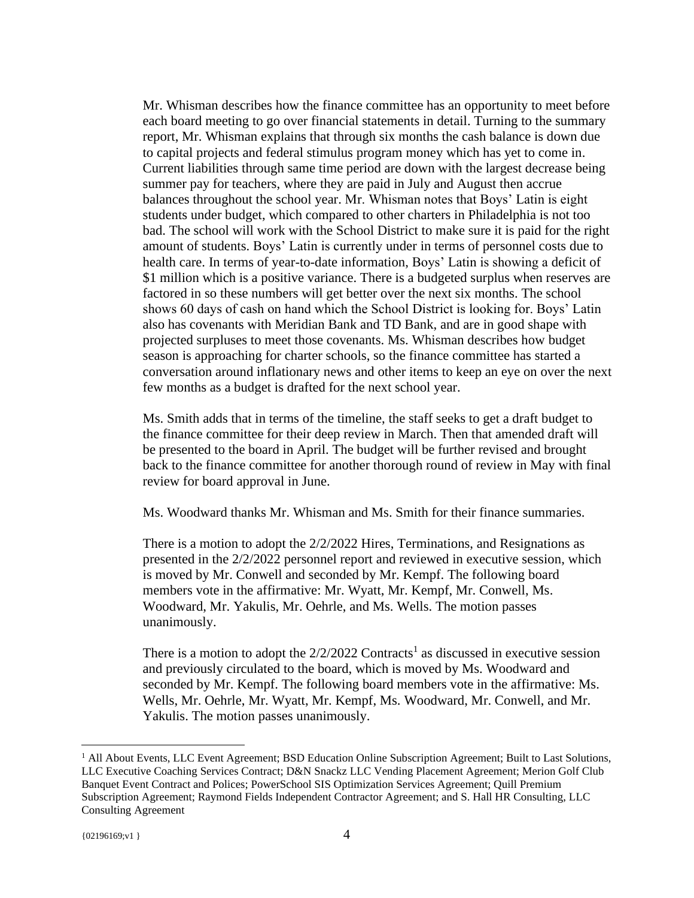Mr. Whisman describes how the finance committee has an opportunity to meet before each board meeting to go over financial statements in detail. Turning to the summary report, Mr. Whisman explains that through six months the cash balance is down due to capital projects and federal stimulus program money which has yet to come in. Current liabilities through same time period are down with the largest decrease being summer pay for teachers, where they are paid in July and August then accrue balances throughout the school year. Mr. Whisman notes that Boys' Latin is eight students under budget, which compared to other charters in Philadelphia is not too bad. The school will work with the School District to make sure it is paid for the right amount of students. Boys' Latin is currently under in terms of personnel costs due to health care. In terms of year-to-date information, Boys' Latin is showing a deficit of $1 million which is a positive variance. There is a budgeted surplus when reserves are factored in so these numbers will get better over the next six months. The school shows 60 days of cash on hand which the School District is looking for. Boys' Latin also has covenants with Meridian Bank and TD Bank, and are in good shape with projected surpluses to meet those covenants. Ms. Whisman describes how budget season is approaching for charter schools, so the finance committee has started a conversation around inflationary news and other items to keep an eye on over the next few months as a budget is drafted for the next school year.

Ms. Smith adds that in terms of the timeline, the staff seeks to get a draft budget to the finance committee for their deep review in March. Then that amended draft will be presented to the board in April. The budget will be further revised and brought back to the finance committee for another thorough round of review in May with final review for board approval in June.

Ms. Woodward thanks Mr. Whisman and Ms. Smith for their finance summaries.

There is a motion to adopt the 2/2/2022 Hires, Terminations, and Resignations as presented in the 2/2/2022 personnel report and reviewed in executive session, which is moved by Mr. Conwell and seconded by Mr. Kempf. The following board members vote in the affirmative: Mr. Wyatt, Mr. Kempf, Mr. Conwell, Ms. Woodward, Mr. Yakulis, Mr. Oehrle, and Ms. Wells. The motion passes unanimously.

There is a motion to adopt the 2/2/2022 Contracts[1] as discussed in executive session and previously circulated to the board, which is moved by Ms. Woodward and seconded by Mr. Kempf. The following board members vote in the affirmative: Ms. Wells, Mr. Oehrle, Mr. Wyatt, Mr. Kempf, Ms. Woodward, Mr. Conwell, and Mr. Yakulis. The motion passes unanimously.

[1] All About Events, LLC Event Agreement; BSD Education Online Subscription Agreement; Built to Last Solutions, LLC Executive Coaching Services Contract; D&N Snackz LLC Vending Placement Agreement; Merion Golf Club Banquet Event Contract and Polices; PowerSchool SIS Optimization Services Agreement; Quill Premium Subscription Agreement; Raymond Fields Independent Contractor Agreement; and S. Hall HR Consulting, LLC Consulting Agreement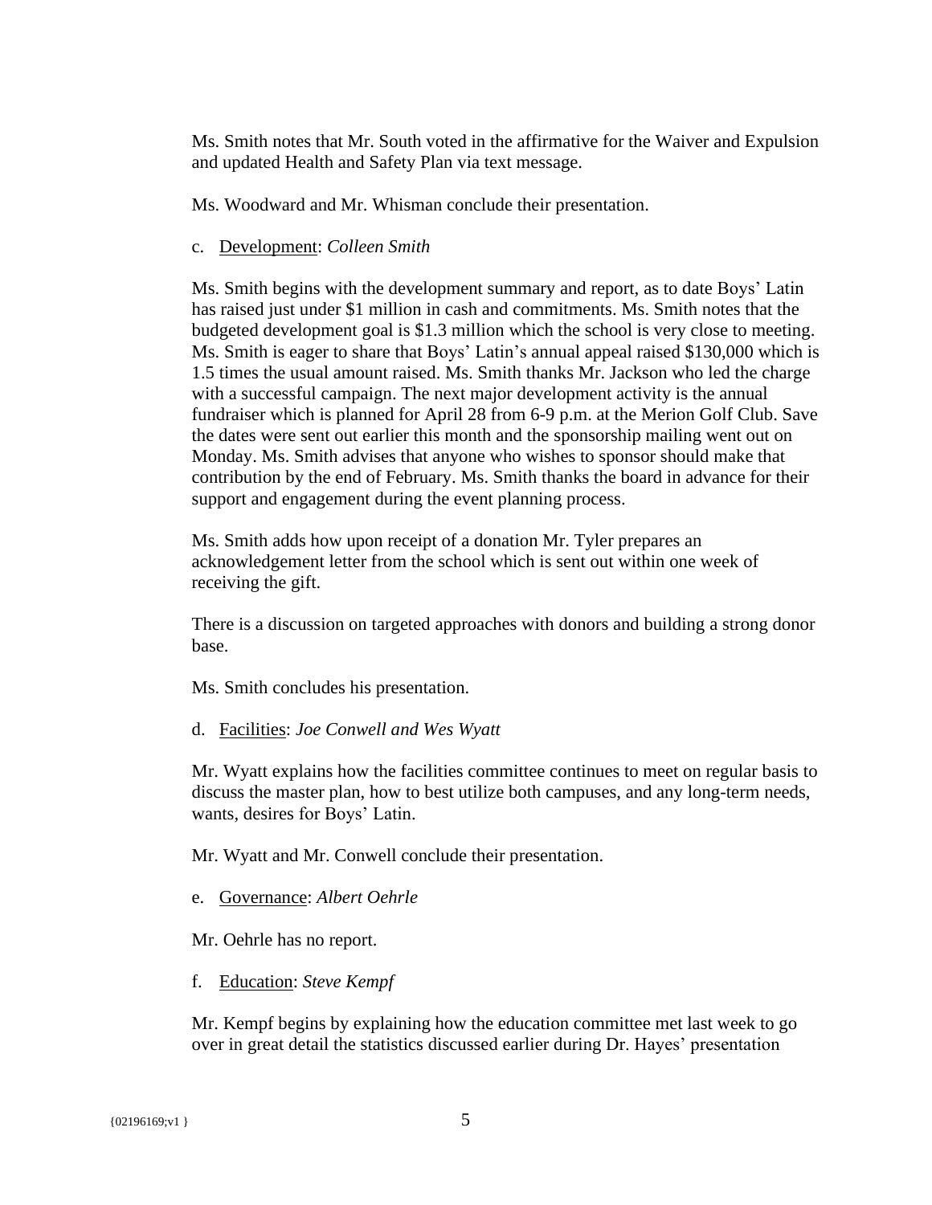Ms. Smith notes that Mr. South voted in the affirmative for the Waiver and Expulsion and updated Health and Safety Plan via text message.

Ms. Woodward and Mr. Whisman conclude their presentation.

c. <u>Development</u>: *Colleen Smith*

Ms. Smith begins with the development summary and report, as to date Boys' Latin has raised just under $1 million in cash and commitments. Ms. Smith notes that the budgeted development goal is $1.3 million which the school is very close to meeting. Ms. Smith is eager to share that Boys' Latin's annual appeal raised $130,000 which is 1.5 times the usual amount raised. Ms. Smith thanks Mr. Jackson who led the charge with a successful campaign. The next major development activity is the annual fundraiser which is planned for April 28 from 6-9 p.m. at the Merion Golf Club. Save the dates were sent out earlier this month and the sponsorship mailing went out on Monday. Ms. Smith advises that anyone who wishes to sponsor should make that contribution by the end of February. Ms. Smith thanks the board in advance for their support and engagement during the event planning process.

Ms. Smith adds how upon receipt of a donation Mr. Tyler prepares an acknowledgement letter from the school which is sent out within one week of receiving the gift.

There is a discussion on targeted approaches with donors and building a strong donor base.

Ms. Smith concludes his presentation.

d. <u>Facilities</u>: *Joe Conwell and Wes Wyatt*

Mr. Wyatt explains how the facilities committee continues to meet on regular basis to discuss the master plan, how to best utilize both campuses, and any long-term needs, wants, desires for Boys' Latin.

Mr. Wyatt and Mr. Conwell conclude their presentation.

e. <u>Governance</u>: *Albert Oehrle*

Mr. Oehrle has no report.

f. <u>Education</u>: *Steve Kempf*

Mr. Kempf begins by explaining how the education committee met last week to go over in great detail the statistics discussed earlier during Dr. Hayes' presentation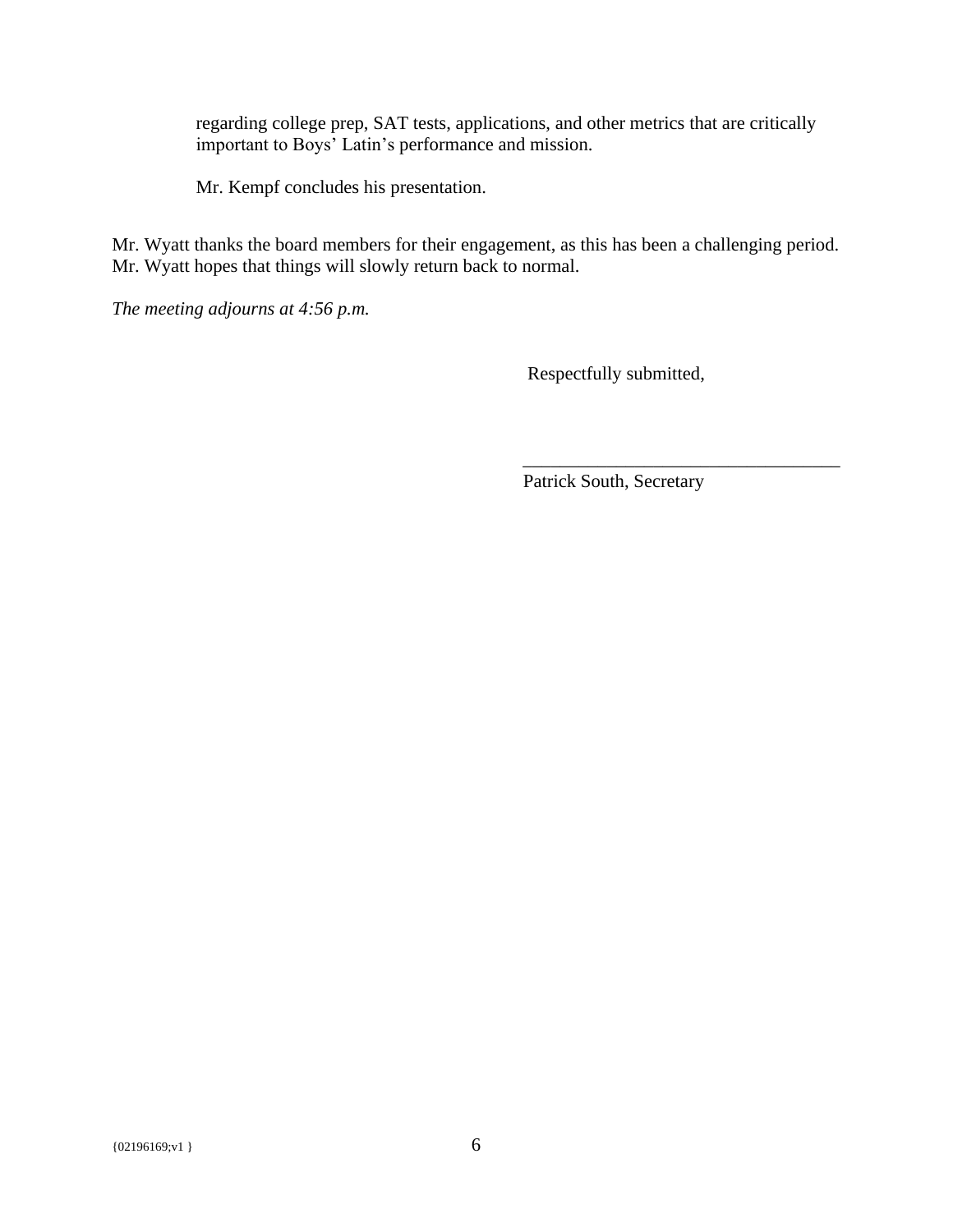regarding college prep, SAT tests, applications, and other metrics that are critically important to Boys' Latin's performance and mission.

Mr. Kempf concludes his presentation.

Mr. Wyatt thanks the board members for their engagement, as this has been a challenging period. Mr. Wyatt hopes that things will slowly return back to normal.

*The meeting adjourns at 4:56 p.m.*

Respectfully submitted,

\_\_\_\_\_\_\_\_\_\_\_\_\_\_\_\_\_\_\_\_\_\_\_\_\_\_\_\_\_\_\_\_\_\_\_

Patrick South, Secretary

{02196169;v1 }